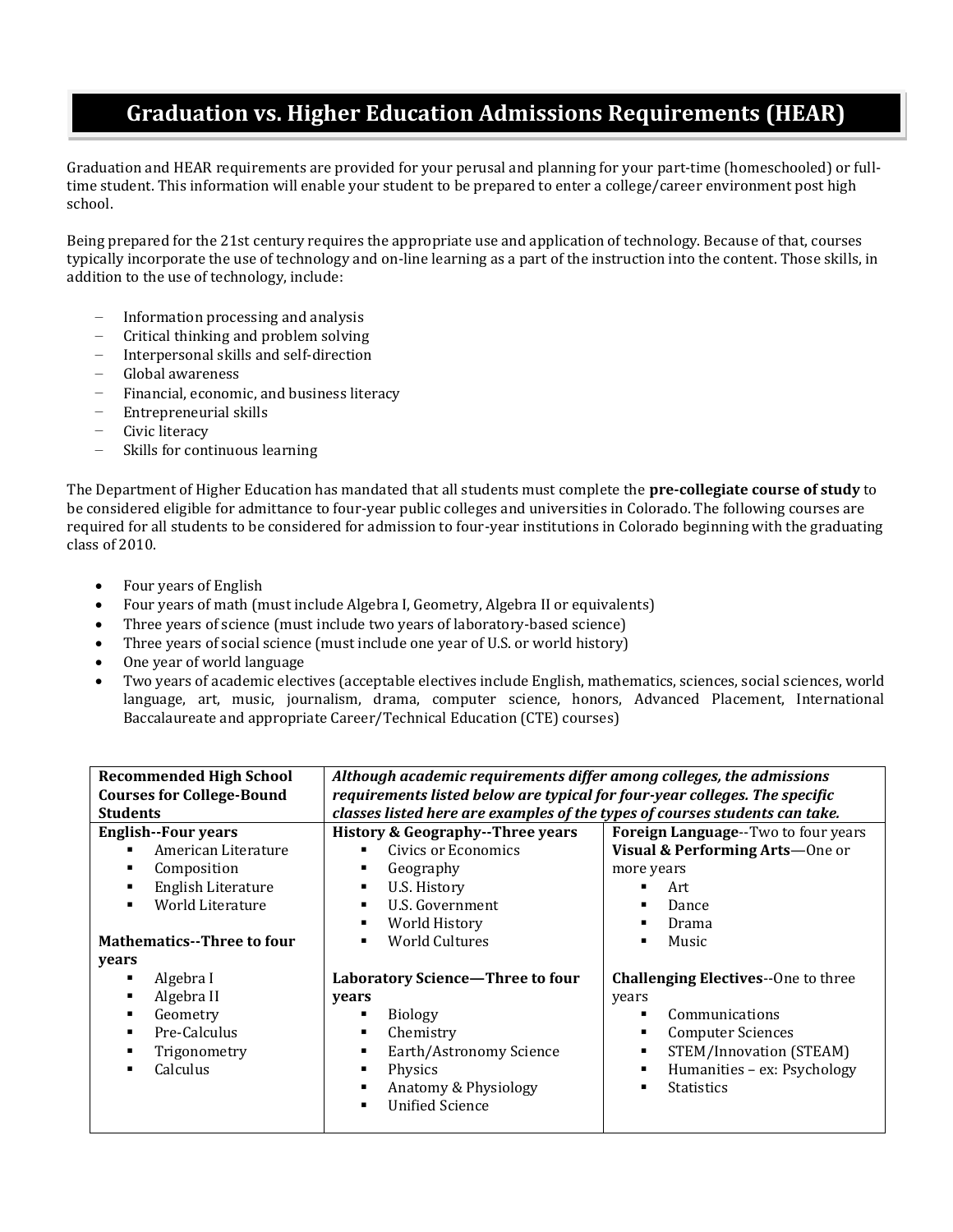# Graduation vs. Higher Education Admissions Requirements (HEAR)

Graduation and HEAR requirements are provided for your perusal and planning for your part-time (homeschooled) or full-time student. This information will enable your student to be prepared to enter a college/career environment post high school.

Being prepared for the 21st century requires the appropriate use and application of technology. Because of that, courses typically incorporate the use of technology and on-line learning as a part of the instruction into the content. Those skills, in addition to the use of technology, include:

- Information processing and analysis
- Critical thinking and problem solving
- Interpersonal skills and self-direction
- Global awareness
- Financial, economic, and business literacy
- Entrepreneurial skills
- Civic literacy
- Skills for continuous learning

The Department of Higher Education has mandated that all students must complete the **pre-collegiate course of study** to be considered eligible for admittance to four-year public colleges and universities in Colorado. The following courses are required for all students to be considered for admission to four-year institutions in Colorado beginning with the graduating class of 2010.

- Four years of English
- Four years of math (must include Algebra I, Geometry, Algebra II or equivalents)
- Three years of science (must include two years of laboratory-based science)
- Three years of social science (must include one year of U.S. or world history)
- One year of world language
- Two years of academic electives (acceptable electives include English, mathematics, sciences, social sciences, world language, art, music, journalism, drama, computer science, honors, Advanced Placement, International Baccalaureate and appropriate Career/Technical Education (CTE) courses)

| **Recommended High School Courses for College-Bound Students** | ***Although academic requirements differ among colleges, the admissions requirements listed below are typical for four-year colleges. The specific classes listed here are examples of the types of courses students can take.*** | |
|---|---|---|
| **English--Four years**<br>▪ American Literature<br>▪ Composition<br>▪ English Literature<br>▪ World Literature<br><br>**Mathematics--Three to four years**<br>▪ Algebra I<br>▪ Algebra II<br>▪ Geometry<br>▪ Pre-Calculus<br>▪ Trigonometry<br>▪ Calculus | **History & Geography--Three years**<br>▪ Civics or Economics<br>▪ Geography<br>▪ U.S. History<br>▪ U.S. Government<br>▪ World History<br>▪ World Cultures<br><br>**Laboratory Science—Three to four years**<br>▪ Biology<br>▪ Chemistry<br>▪ Earth/Astronomy Science<br>▪ Physics<br>▪ Anatomy & Physiology<br>▪ Unified Science | **Foreign Language**--Two to four years<br>**Visual & Performing Arts**—One or more years<br>▪ Art<br>▪ Dance<br>▪ Drama<br>▪ Music<br><br>**Challenging Electives**--One to three years<br>▪ Communications<br>▪ Computer Sciences<br>▪ STEM/Innovation (STEAM)<br>▪ Humanities – ex: Psychology<br>▪ Statistics |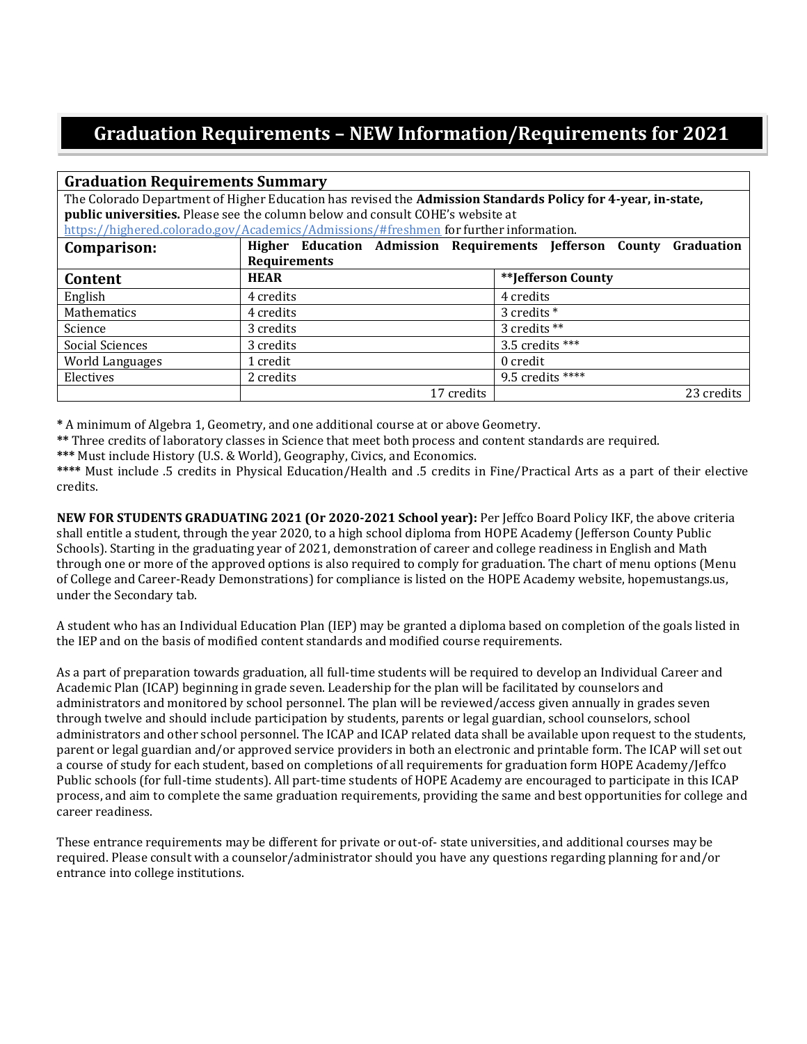# Graduation Requirements – NEW Information/Requirements for 2021

| Graduation Requirements Summary | | |
|---|---|---|
| The Colorado Department of Higher Education has revised the **Admission Standards Policy for 4-year, in-state, public universities.** Please see the column below and consult COHE's website at https://highered.colorado.gov/Academics/Admissions/#freshmen for further information. | | |
| **Comparison:** | **Higher Education Admission Requirements Jefferson County Graduation Requirements** | |
| **Content** | **HEAR** | **\*\*Jefferson County** |
| English | 4 credits | 4 credits |
| Mathematics | 4 credits | 3 credits * |
| Science | 3 credits | 3 credits ** |
| Social Sciences | 3 credits | 3.5 credits *** |
| World Languages | 1 credit | 0 credit |
| Electives | 2 credits | 9.5 credits **** |
| | 17 credits | 23 credits |

**\*** A minimum of Algebra 1, Geometry, and one additional course at or above Geometry.

**\*\*** Three credits of laboratory classes in Science that meet both process and content standards are required.

**\*\*\*** Must include History (U.S. & World), Geography, Civics, and Economics.

**\*\*\*\*** Must include .5 credits in Physical Education/Health and .5 credits in Fine/Practical Arts as a part of their elective credits.

**NEW FOR STUDENTS GRADUATING 2021 (Or 2020-2021 School year):** Per Jeffco Board Policy IKF, the above criteria shall entitle a student, through the year 2020, to a high school diploma from HOPE Academy (Jefferson County Public Schools). Starting in the graduating year of 2021, demonstration of career and college readiness in English and Math through one or more of the approved options is also required to comply for graduation. The chart of menu options (Menu of College and Career-Ready Demonstrations) for compliance is listed on the HOPE Academy website, hopemustangs.us, under the Secondary tab.

A student who has an Individual Education Plan (IEP) may be granted a diploma based on completion of the goals listed in the IEP and on the basis of modified content standards and modified course requirements.

As a part of preparation towards graduation, all full-time students will be required to develop an Individual Career and Academic Plan (ICAP) beginning in grade seven. Leadership for the plan will be facilitated by counselors and administrators and monitored by school personnel. The plan will be reviewed/access given annually in grades seven through twelve and should include participation by students, parents or legal guardian, school counselors, school administrators and other school personnel. The ICAP and ICAP related data shall be available upon request to the students, parent or legal guardian and/or approved service providers in both an electronic and printable form. The ICAP will set out a course of study for each student, based on completions of all requirements for graduation form HOPE Academy/Jeffco Public schools (for full-time students). All part-time students of HOPE Academy are encouraged to participate in this ICAP process, and aim to complete the same graduation requirements, providing the same and best opportunities for college and career readiness.

These entrance requirements may be different for private or out-of- state universities, and additional courses may be required. Please consult with a counselor/administrator should you have any questions regarding planning for and/or entrance into college institutions.